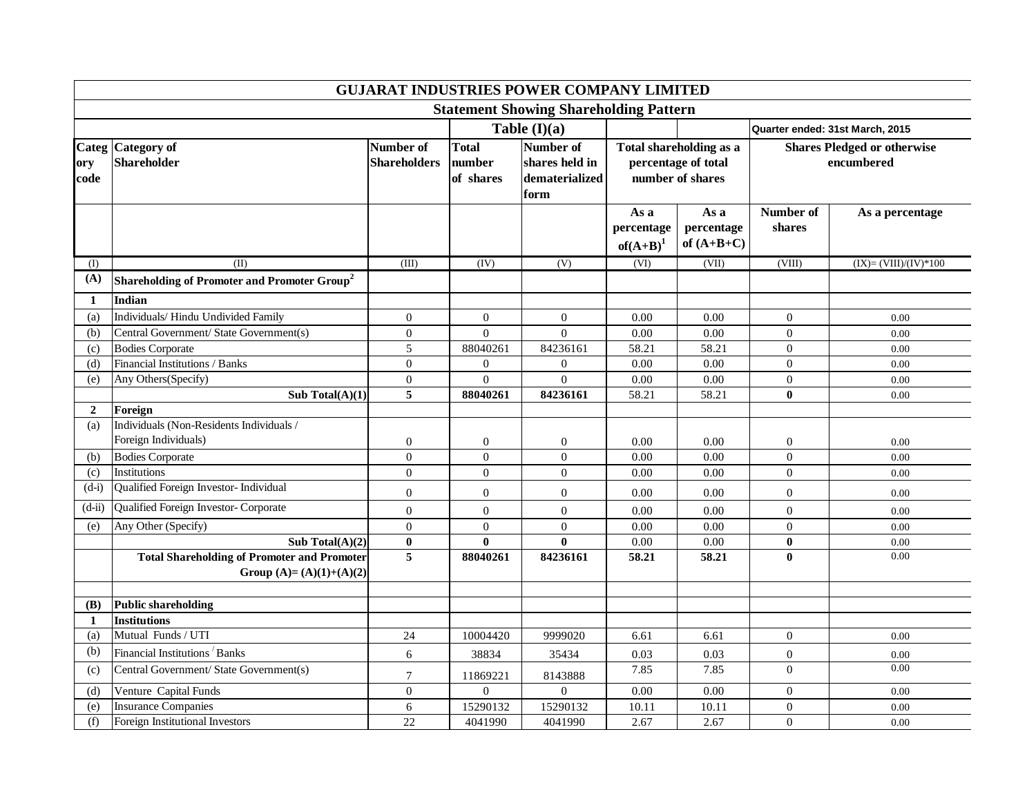# GUJARAT INDUSTRIES POWER COMPANY LIMITED

## Statement Showing Shareholding Pattern

Table (I)(a) — Quarter ended: 31st March, 2015

| Category code | Category of Shareholder | Number of Shareholders | Total number of shares | Number of shares held in dematerialized form | Total shareholding as a percentage of total number of shares | | Shares Pledged or otherwise encumbered | |
|---|---|---|---|---|---|---|---|---|
| | | | | | As a percentage of(A+B)[1] | As a percentage of (A+B+C) | Number of shares | As a percentage |
| (I) | (II) | (III) | (IV) | (V) | (VI) | (VII) | (VIII) | (IX)= (VIII)/(IV)*100 |
| **(A)** | **Shareholding of Promoter and Promoter Group[2]** | | | | | | | |
| **1** | **Indian** | | | | | | | |
| (a) | Individuals/ Hindu Undivided Family | 0 | 0 | 0 | 0.00 | 0.00 | 0 | 0.00 |
| (b) | Central Government/ State Government(s) | 0 | 0 | 0 | 0.00 | 0.00 | 0 | 0.00 |
| (c) | Bodies Corporate | 5 | 88040261 | 84236161 | 58.21 | 58.21 | 0 | 0.00 |
| (d) | Financial Institutions / Banks | 0 | 0 | 0 | 0.00 | 0.00 | 0 | 0.00 |
| (e) | Any Others(Specify) | 0 | 0 | 0 | 0.00 | 0.00 | 0 | 0.00 |
| | **Sub Total(A)(1)** | **5** | **88040261** | **84236161** | 58.21 | 58.21 | **0** | 0.00 |
| **2** | **Foreign** | | | | | | | |
| (a) | Individuals (Non-Residents Individuals / Foreign Individuals) | 0 | 0 | 0 | 0.00 | 0.00 | 0 | 0.00 |
| (b) | Bodies Corporate | 0 | 0 | 0 | 0.00 | 0.00 | 0 | 0.00 |
| (c) | Institutions | 0 | 0 | 0 | 0.00 | 0.00 | 0 | 0.00 |
| (d-i) | Qualified Foreign Investor- Individual | 0 | 0 | 0 | 0.00 | 0.00 | 0 | 0.00 |
| (d-ii) | Qualified Foreign Investor- Corporate | 0 | 0 | 0 | 0.00 | 0.00 | 0 | 0.00 |
| (e) | Any Other (Specify) | 0 | 0 | 0 | 0.00 | 0.00 | 0 | 0.00 |
| | **Sub Total(A)(2)** | **0** | **0** | **0** | 0.00 | 0.00 | **0** | 0.00 |
| | **Total Shareholding of Promoter and Promoter Group (A)= (A)(1)+(A)(2)** | **5** | **88040261** | **84236161** | **58.21** | **58.21** | **0** | 0.00 |
| | | | | | | | | |
| **(B)** | **Public shareholding** | | | | | | | |
| **1** | **Institutions** | | | | | | | |
| (a) | Mutual Funds / UTI | 24 | 10004420 | 9999020 | 6.61 | 6.61 | 0 | 0.00 |
| (b) | Financial Institutions / Banks | 6 | 38834 | 35434 | 0.03 | 0.03 | 0 | 0.00 |
| (c) | Central Government/ State Government(s) | 7 | 11869221 | 8143888 | 7.85 | 7.85 | 0 | 0.00 |
| (d) | Venture Capital Funds | 0 | 0 | 0 | 0.00 | 0.00 | 0 | 0.00 |
| (e) | Insurance Companies | 6 | 15290132 | 15290132 | 10.11 | 10.11 | 0 | 0.00 |
| (f) | Foreign Institutional Investors | 22 | 4041990 | 4041990 | 2.67 | 2.67 | 0 | 0.00 |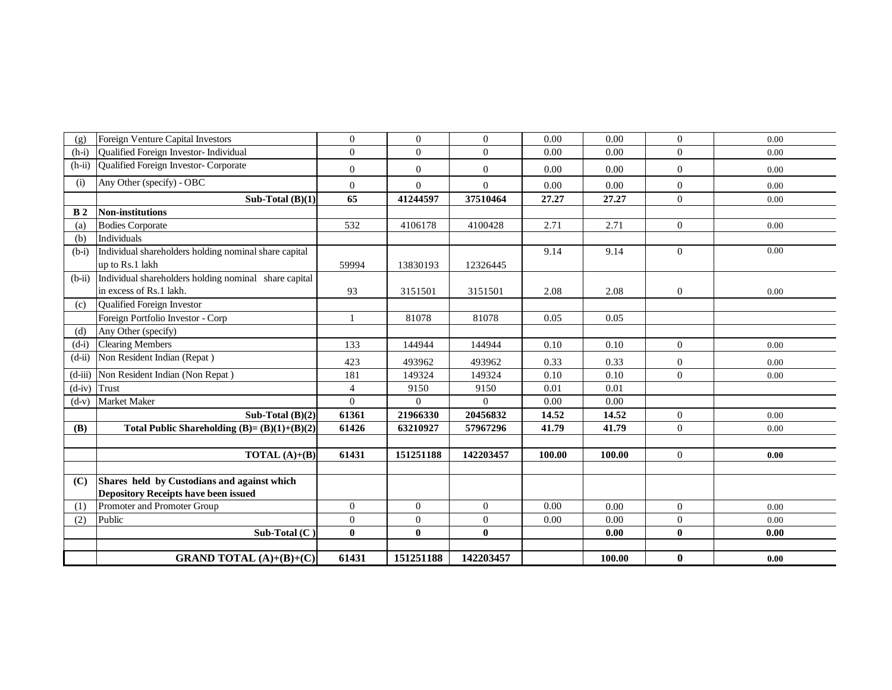| | | | | | | | | |
|---|---|---|---|---|---|---|---|---|
| (g) | Foreign Venture Capital Investors | 0 | 0 | 0 | 0.00 | 0.00 | 0 | 0.00 |
| (h-i) | Qualified Foreign Investor- Individual | 0 | 0 | 0 | 0.00 | 0.00 | 0 | 0.00 |
| (h-ii) | Qualified Foreign Investor- Corporate | 0 | 0 | 0 | 0.00 | 0.00 | 0 | 0.00 |
| (i) | Any Other (specify) - OBC | 0 | 0 | 0 | 0.00 | 0.00 | 0 | 0.00 |
| | **Sub-Total (B)(1)** | **65** | **41244597** | **37510464** | **27.27** | **27.27** | 0 | 0.00 |
| **B 2** | **Non-institutions** | | | | | | | |
| (a) | Bodies Corporate | 532 | 4106178 | 4100428 | 2.71 | 2.71 | 0 | 0.00 |
| (b) | Individuals | | | | | | | |
| (b-i) | Individual shareholders holding nominal share capital up to Rs.1 lakh | 59994 | 13830193 | 12326445 | 9.14 | 9.14 | 0 | 0.00 |
| (b-ii) | Individual shareholders holding nominal share capital in excess of Rs.1 lakh. | 93 | 3151501 | 3151501 | 2.08 | 2.08 | 0 | 0.00 |
| (c) | Qualified Foreign Investor | | | | | | | |
| | Foreign Portfolio Investor - Corp | 1 | 81078 | 81078 | 0.05 | 0.05 | | |
| (d) | Any Other (specify) | | | | | | | |
| (d-i) | Clearing Members | 133 | 144944 | 144944 | 0.10 | 0.10 | 0 | 0.00 |
| (d-ii) | Non Resident Indian (Repat ) | 423 | 493962 | 493962 | 0.33 | 0.33 | 0 | 0.00 |
| (d-iii) | Non Resident Indian (Non Repat ) | 181 | 149324 | 149324 | 0.10 | 0.10 | 0 | 0.00 |
| (d-iv) | Trust | 4 | 9150 | 9150 | 0.01 | 0.01 | | |
| (d-v) | Market Maker | 0 | 0 | 0 | 0.00 | 0.00 | | |
| | **Sub-Total (B)(2)** | **61361** | **21966330** | **20456832** | **14.52** | **14.52** | 0 | 0.00 |
| **(B)** | **Total Public Shareholding (B)= (B)(1)+(B)(2)** | **61426** | **63210927** | **57967296** | **41.79** | **41.79** | 0 | 0.00 |
| | | | | | | | | |
| | **TOTAL (A)+(B)** | **61431** | **151251188** | **142203457** | **100.00** | **100.00** | 0 | **0.00** |
| | | | | | | | | |
| **(C)** | **Shares held by Custodians and against which Depository Receipts have been issued** | | | | | | | |
| (1) | Promoter and Promoter Group | 0 | 0 | 0 | 0.00 | 0.00 | 0 | 0.00 |
| (2) | Public | 0 | 0 | 0 | 0.00 | 0.00 | 0 | 0.00 |
| | **Sub-Total (C )** | **0** | **0** | **0** | | **0.00** | **0** | **0.00** |
| | | | | | | | | |
| | **GRAND TOTAL (A)+(B)+(C)** | **61431** | **151251188** | **142203457** | | **100.00** | **0** | **0.00** |